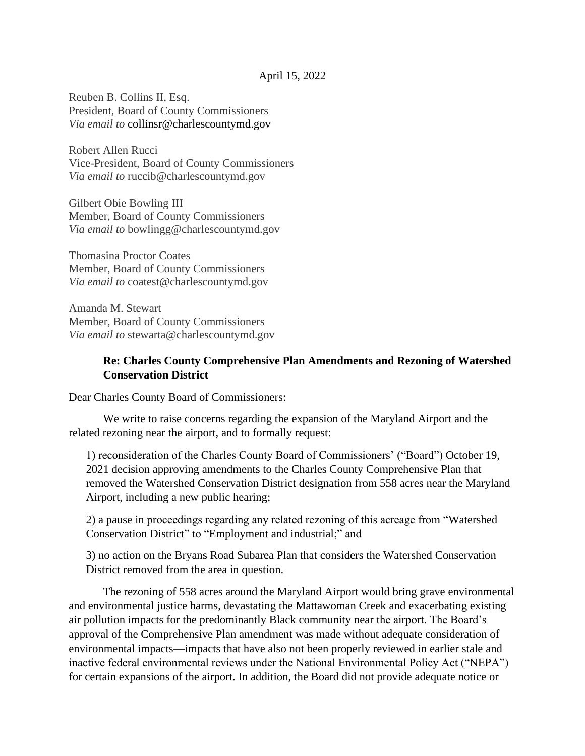April 15, 2022

Reuben B. Collins II, Esq.
President, Board of County Commissioners
*Via email to* collinsr@charlescountymd.gov

Robert Allen Rucci
Vice-President, Board of County Commissioners
*Via email to* ruccib@charlescountymd.gov

Gilbert Obie Bowling III
Member, Board of County Commissioners
*Via email to* bowlingg@charlescountymd.gov

Thomasina Proctor Coates
Member, Board of County Commissioners
*Via email to* coatest@charlescountymd.gov

Amanda M. Stewart
Member, Board of County Commissioners
*Via email to* stewarta@charlescountymd.gov

**Re: Charles County Comprehensive Plan Amendments and Rezoning of Watershed Conservation District**

Dear Charles County Board of Commissioners:

We write to raise concerns regarding the expansion of the Maryland Airport and the related rezoning near the airport, and to formally request:

1) reconsideration of the Charles County Board of Commissioners' ("Board") October 19, 2021 decision approving amendments to the Charles County Comprehensive Plan that removed the Watershed Conservation District designation from 558 acres near the Maryland Airport, including a new public hearing;

2) a pause in proceedings regarding any related rezoning of this acreage from "Watershed Conservation District" to "Employment and industrial;" and

3) no action on the Bryans Road Subarea Plan that considers the Watershed Conservation District removed from the area in question.

The rezoning of 558 acres around the Maryland Airport would bring grave environmental and environmental justice harms, devastating the Mattawoman Creek and exacerbating existing air pollution impacts for the predominantly Black community near the airport. The Board's approval of the Comprehensive Plan amendment was made without adequate consideration of environmental impacts—impacts that have also not been properly reviewed in earlier stale and inactive federal environmental reviews under the National Environmental Policy Act ("NEPA") for certain expansions of the airport. In addition, the Board did not provide adequate notice or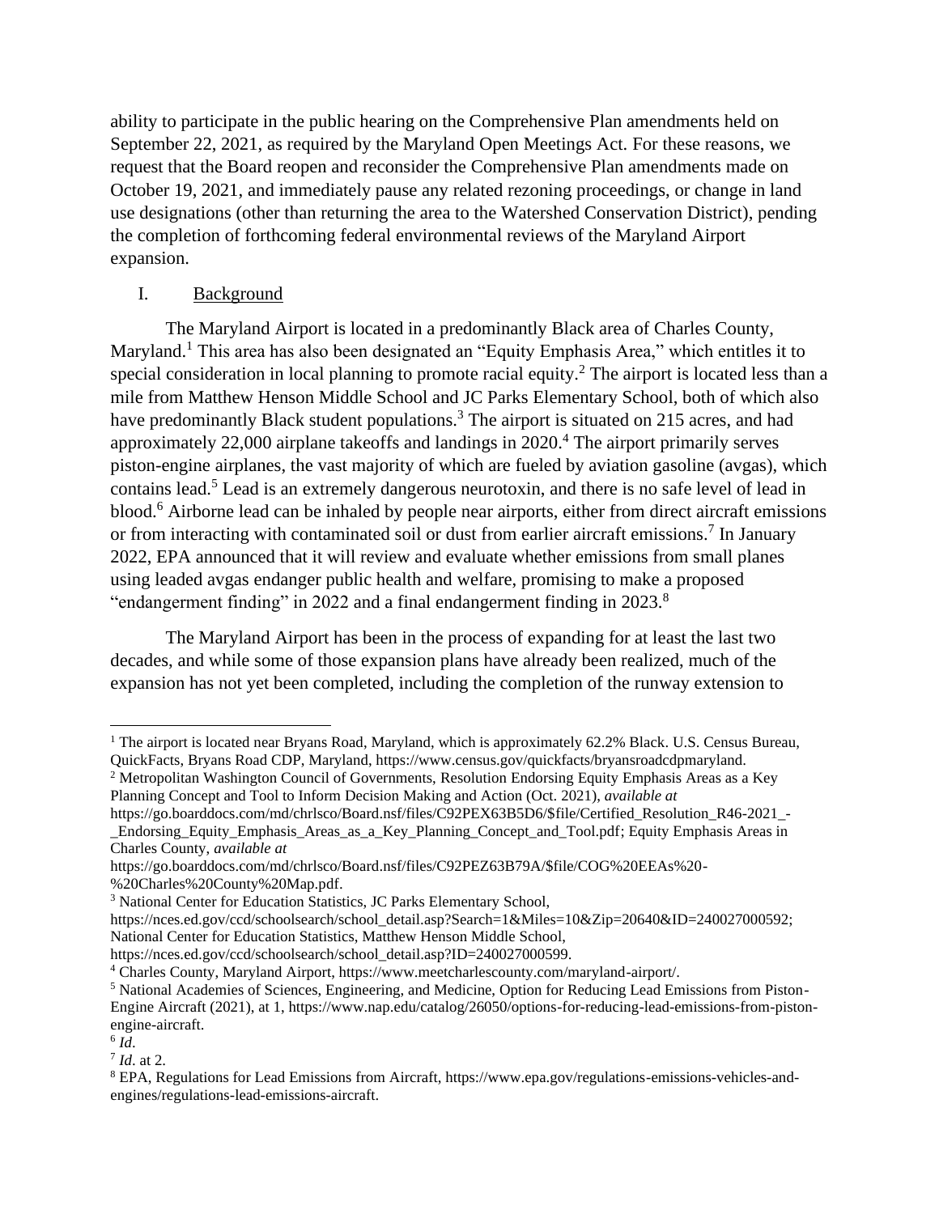ability to participate in the public hearing on the Comprehensive Plan amendments held on September 22, 2021, as required by the Maryland Open Meetings Act. For these reasons, we request that the Board reopen and reconsider the Comprehensive Plan amendments made on October 19, 2021, and immediately pause any related rezoning proceedings, or change in land use designations (other than returning the area to the Watershed Conservation District), pending the completion of forthcoming federal environmental reviews of the Maryland Airport expansion.

## I. Background

The Maryland Airport is located in a predominantly Black area of Charles County, Maryland.[1] This area has also been designated an "Equity Emphasis Area," which entitles it to special consideration in local planning to promote racial equity.[2] The airport is located less than a mile from Matthew Henson Middle School and JC Parks Elementary School, both of which also have predominantly Black student populations.[3] The airport is situated on 215 acres, and had approximately 22,000 airplane takeoffs and landings in 2020.[4] The airport primarily serves piston-engine airplanes, the vast majority of which are fueled by aviation gasoline (avgas), which contains lead.[5] Lead is an extremely dangerous neurotoxin, and there is no safe level of lead in blood.[6] Airborne lead can be inhaled by people near airports, either from direct aircraft emissions or from interacting with contaminated soil or dust from earlier aircraft emissions.[7] In January 2022, EPA announced that it will review and evaluate whether emissions from small planes using leaded avgas endanger public health and welfare, promising to make a proposed "endangerment finding" in 2022 and a final endangerment finding in 2023.[8]

The Maryland Airport has been in the process of expanding for at least the last two decades, and while some of those expansion plans have already been realized, much of the expansion has not yet been completed, including the completion of the runway extension to

---

[1] The airport is located near Bryans Road, Maryland, which is approximately 62.2% Black. U.S. Census Bureau, QuickFacts, Bryans Road CDP, Maryland, https://www.census.gov/quickfacts/bryansroadcdpmaryland.

[2] Metropolitan Washington Council of Governments, Resolution Endorsing Equity Emphasis Areas as a Key Planning Concept and Tool to Inform Decision Making and Action (Oct. 2021), *available at* https://go.boarddocs.com/md/chrlsco/Board.nsf/files/C92PEX63B5D6/$file/Certified_Resolution_R46-2021_-_Endorsing_Equity_Emphasis_Areas_as_a_Key_Planning_Concept_and_Tool.pdf; Equity Emphasis Areas in Charles County, *available at* https://go.boarddocs.com/md/chrlsco/Board.nsf/files/C92PEZ63B79A/$file/COG%20EEAs%20-%20Charles%20County%20Map.pdf.

[3] National Center for Education Statistics, JC Parks Elementary School, https://nces.ed.gov/ccd/schoolsearch/school_detail.asp?Search=1&Miles=10&Zip=20640&ID=240027000592; National Center for Education Statistics, Matthew Henson Middle School, https://nces.ed.gov/ccd/schoolsearch/school_detail.asp?ID=240027000599.

[4] Charles County, Maryland Airport, https://www.meetcharlescounty.com/maryland-airport/.

[5] National Academies of Sciences, Engineering, and Medicine, Option for Reducing Lead Emissions from Piston-Engine Aircraft (2021), at 1, https://www.nap.edu/catalog/26050/options-for-reducing-lead-emissions-from-piston-engine-aircraft.

[6] *Id*.

[7] *Id*. at 2.

[8] EPA, Regulations for Lead Emissions from Aircraft, https://www.epa.gov/regulations-emissions-vehicles-and-engines/regulations-lead-emissions-aircraft.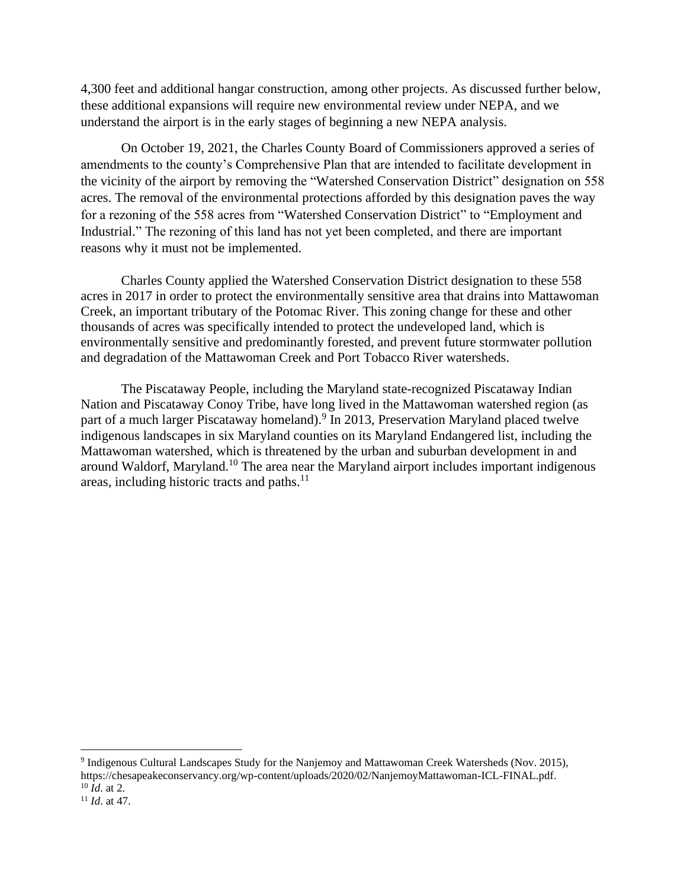4,300 feet and additional hangar construction, among other projects. As discussed further below, these additional expansions will require new environmental review under NEPA, and we understand the airport is in the early stages of beginning a new NEPA analysis.

On October 19, 2021, the Charles County Board of Commissioners approved a series of amendments to the county's Comprehensive Plan that are intended to facilitate development in the vicinity of the airport by removing the "Watershed Conservation District" designation on 558 acres. The removal of the environmental protections afforded by this designation paves the way for a rezoning of the 558 acres from "Watershed Conservation District" to "Employment and Industrial." The rezoning of this land has not yet been completed, and there are important reasons why it must not be implemented.

Charles County applied the Watershed Conservation District designation to these 558 acres in 2017 in order to protect the environmentally sensitive area that drains into Mattawoman Creek, an important tributary of the Potomac River. This zoning change for these and other thousands of acres was specifically intended to protect the undeveloped land, which is environmentally sensitive and predominantly forested, and prevent future stormwater pollution and degradation of the Mattawoman Creek and Port Tobacco River watersheds.

The Piscataway People, including the Maryland state-recognized Piscataway Indian Nation and Piscataway Conoy Tribe, have long lived in the Mattawoman watershed region (as part of a much larger Piscataway homeland).[9] In 2013, Preservation Maryland placed twelve indigenous landscapes in six Maryland counties on its Maryland Endangered list, including the Mattawoman watershed, which is threatened by the urban and suburban development in and around Waldorf, Maryland.[10] The area near the Maryland airport includes important indigenous areas, including historic tracts and paths.[11]

[9] Indigenous Cultural Landscapes Study for the Nanjemoy and Mattawoman Creek Watersheds (Nov. 2015), https://chesapeakeconservancy.org/wp-content/uploads/2020/02/NanjemoyMattawoman-ICL-FINAL.pdf.
[10] *Id*. at 2.
[11] *Id*. at 47.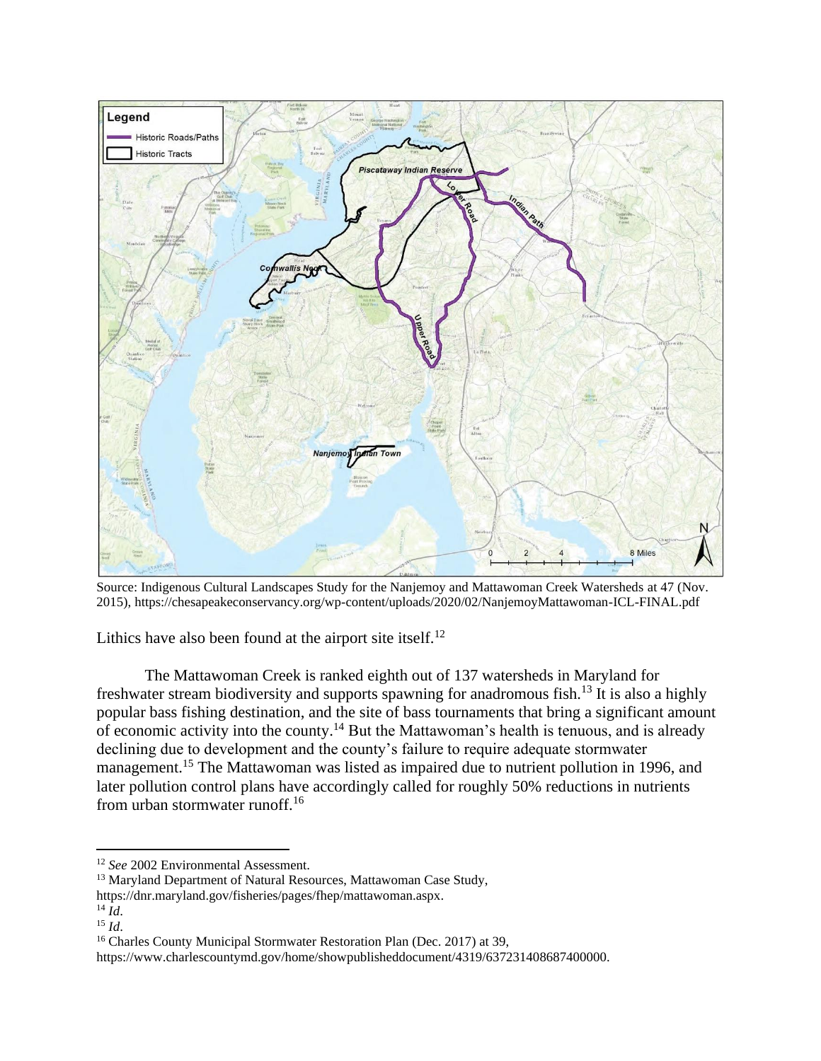Source: Indigenous Cultural Landscapes Study for the Nanjemoy and Mattawoman Creek Watersheds at 47 (Nov. 2015), https://chesapeakeconservancy.org/wp-content/uploads/2020/02/NanjemoyMattawoman-ICL-FINAL.pdf

Lithics have also been found at the airport site itself.[12]

The Mattawoman Creek is ranked eighth out of 137 watersheds in Maryland for freshwater stream biodiversity and supports spawning for anadromous fish.[13] It is also a highly popular bass fishing destination, and the site of bass tournaments that bring a significant amount of economic activity into the county.[14] But the Mattawoman's health is tenuous, and is already declining due to development and the county's failure to require adequate stormwater management.[15] The Mattawoman was listed as impaired due to nutrient pollution in 1996, and later pollution control plans have accordingly called for roughly 50% reductions in nutrients from urban stormwater runoff.[16]

---

[12] *See* 2002 Environmental Assessment.

[13] Maryland Department of Natural Resources, Mattawoman Case Study, https://dnr.maryland.gov/fisheries/pages/fhep/mattawoman.aspx.

[14] *Id.*

[15] *Id.*

[16] Charles County Municipal Stormwater Restoration Plan (Dec. 2017) at 39, https://www.charlescountymd.gov/home/showpublisheddocument/4319/637231408687400000.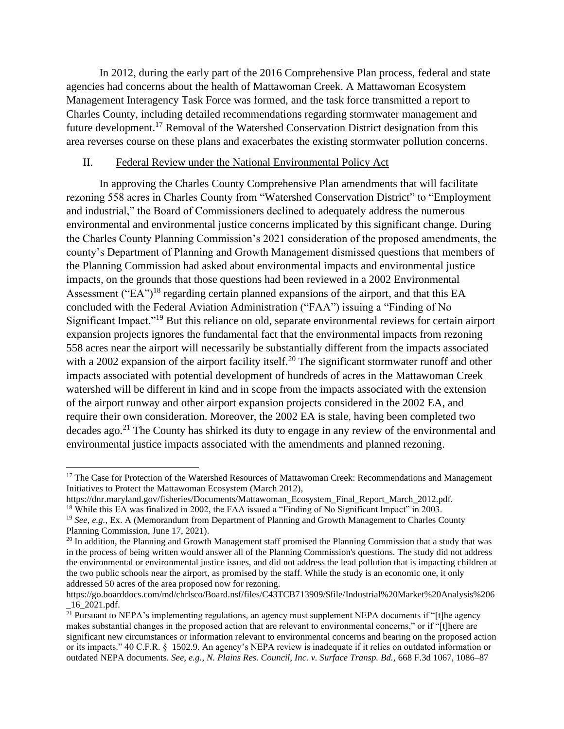In 2012, during the early part of the 2016 Comprehensive Plan process, federal and state agencies had concerns about the health of Mattawoman Creek. A Mattawoman Ecosystem Management Interagency Task Force was formed, and the task force transmitted a report to Charles County, including detailed recommendations regarding stormwater management and future development.[17] Removal of the Watershed Conservation District designation from this area reverses course on these plans and exacerbates the existing stormwater pollution concerns.

## II. Federal Review under the National Environmental Policy Act

In approving the Charles County Comprehensive Plan amendments that will facilitate rezoning 558 acres in Charles County from "Watershed Conservation District" to "Employment and industrial," the Board of Commissioners declined to adequately address the numerous environmental and environmental justice concerns implicated by this significant change. During the Charles County Planning Commission's 2021 consideration of the proposed amendments, the county's Department of Planning and Growth Management dismissed questions that members of the Planning Commission had asked about environmental impacts and environmental justice impacts, on the grounds that those questions had been reviewed in a 2002 Environmental Assessment ("EA")[18] regarding certain planned expansions of the airport, and that this EA concluded with the Federal Aviation Administration ("FAA") issuing a "Finding of No Significant Impact."[19] But this reliance on old, separate environmental reviews for certain airport expansion projects ignores the fundamental fact that the environmental impacts from rezoning 558 acres near the airport will necessarily be substantially different from the impacts associated with a 2002 expansion of the airport facility itself.[20] The significant stormwater runoff and other impacts associated with potential development of hundreds of acres in the Mattawoman Creek watershed will be different in kind and in scope from the impacts associated with the extension of the airport runway and other airport expansion projects considered in the 2002 EA, and require their own consideration. Moreover, the 2002 EA is stale, having been completed two decades ago.[21] The County has shirked its duty to engage in any review of the environmental and environmental justice impacts associated with the amendments and planned rezoning.

---

[17] The Case for Protection of the Watershed Resources of Mattawoman Creek: Recommendations and Management Initiatives to Protect the Mattawoman Ecosystem (March 2012), https://dnr.maryland.gov/fisheries/Documents/Mattawoman_Ecosystem_Final_Report_March_2012.pdf.

[18] While this EA was finalized in 2002, the FAA issued a "Finding of No Significant Impact" in 2003.

[19] *See, e.g.*, Ex. A (Memorandum from Department of Planning and Growth Management to Charles County Planning Commission, June 17, 2021).

[20] In addition, the Planning and Growth Management staff promised the Planning Commission that a study that was in the process of being written would answer all of the Planning Commission's questions. The study did not address the environmental or environmental justice issues, and did not address the lead pollution that is impacting children at the two public schools near the airport, as promised by the staff. While the study is an economic one, it only addressed 50 acres of the area proposed now for rezoning. https://go.boarddocs.com/md/chrlsco/Board.nsf/files/C43TCB713909/$file/Industrial%20Market%20Analysis%206_16_2021.pdf.

[21] Pursuant to NEPA's implementing regulations, an agency must supplement NEPA documents if "[t]he agency makes substantial changes in the proposed action that are relevant to environmental concerns," or if "[t]here are significant new circumstances or information relevant to environmental concerns and bearing on the proposed action or its impacts." 40 C.F.R. § 1502.9. An agency's NEPA review is inadequate if it relies on outdated information or outdated NEPA documents. *See, e.g.*, *N. Plains Res. Council, Inc. v. Surface Transp. Bd.*, 668 F.3d 1067, 1086–87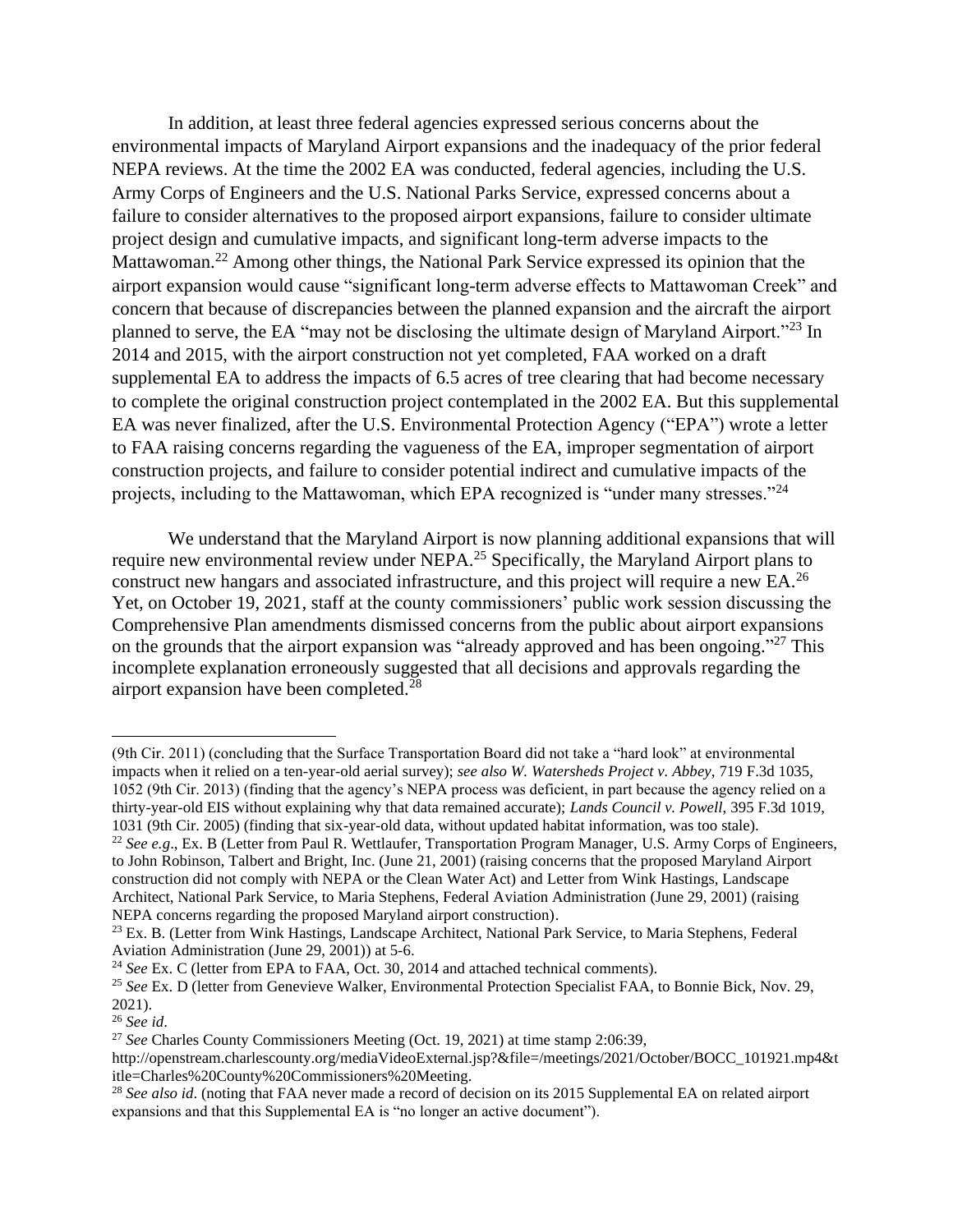In addition, at least three federal agencies expressed serious concerns about the environmental impacts of Maryland Airport expansions and the inadequacy of the prior federal NEPA reviews. At the time the 2002 EA was conducted, federal agencies, including the U.S. Army Corps of Engineers and the U.S. National Parks Service, expressed concerns about a failure to consider alternatives to the proposed airport expansions, failure to consider ultimate project design and cumulative impacts, and significant long-term adverse impacts to the Mattawoman.[22] Among other things, the National Park Service expressed its opinion that the airport expansion would cause "significant long-term adverse effects to Mattawoman Creek" and concern that because of discrepancies between the planned expansion and the aircraft the airport planned to serve, the EA "may not be disclosing the ultimate design of Maryland Airport."[23] In 2014 and 2015, with the airport construction not yet completed, FAA worked on a draft supplemental EA to address the impacts of 6.5 acres of tree clearing that had become necessary to complete the original construction project contemplated in the 2002 EA. But this supplemental EA was never finalized, after the U.S. Environmental Protection Agency ("EPA") wrote a letter to FAA raising concerns regarding the vagueness of the EA, improper segmentation of airport construction projects, and failure to consider potential indirect and cumulative impacts of the projects, including to the Mattawoman, which EPA recognized is "under many stresses."[24]

We understand that the Maryland Airport is now planning additional expansions that will require new environmental review under NEPA.[25] Specifically, the Maryland Airport plans to construct new hangars and associated infrastructure, and this project will require a new EA.[26] Yet, on October 19, 2021, staff at the county commissioners' public work session discussing the Comprehensive Plan amendments dismissed concerns from the public about airport expansions on the grounds that the airport expansion was "already approved and has been ongoing."[27] This incomplete explanation erroneously suggested that all decisions and approvals regarding the airport expansion have been completed.[28]

---

(9th Cir. 2011) (concluding that the Surface Transportation Board did not take a "hard look" at environmental impacts when it relied on a ten-year-old aerial survey); *see also W. Watersheds Project v. Abbey*, 719 F.3d 1035, 1052 (9th Cir. 2013) (finding that the agency's NEPA process was deficient, in part because the agency relied on a thirty-year-old EIS without explaining why that data remained accurate); *Lands Council v. Powell*, 395 F.3d 1019, 1031 (9th Cir. 2005) (finding that six-year-old data, without updated habitat information, was too stale).

[22] *See e.g*., Ex. B (Letter from Paul R. Wettlaufer, Transportation Program Manager, U.S. Army Corps of Engineers, to John Robinson, Talbert and Bright, Inc. (June 21, 2001) (raising concerns that the proposed Maryland Airport construction did not comply with NEPA or the Clean Water Act) and Letter from Wink Hastings, Landscape Architect, National Park Service, to Maria Stephens, Federal Aviation Administration (June 29, 2001) (raising NEPA concerns regarding the proposed Maryland airport construction).

[23] Ex. B. (Letter from Wink Hastings, Landscape Architect, National Park Service, to Maria Stephens, Federal Aviation Administration (June 29, 2001)) at 5-6.

[24] *See* Ex. C (letter from EPA to FAA, Oct. 30, 2014 and attached technical comments).

[25] *See* Ex. D (letter from Genevieve Walker, Environmental Protection Specialist FAA, to Bonnie Bick, Nov. 29, 2021).

[26] *See id*.

[27] *See* Charles County Commissioners Meeting (Oct. 19, 2021) at time stamp 2:06:39, http://openstream.charlescounty.org/mediaVideoExternal.jsp?&file=/meetings/2021/October/BOCC_101921.mp4&title=Charles%20County%20Commissioners%20Meeting.

[28] *See also id*. (noting that FAA never made a record of decision on its 2015 Supplemental EA on related airport expansions and that this Supplemental EA is "no longer an active document").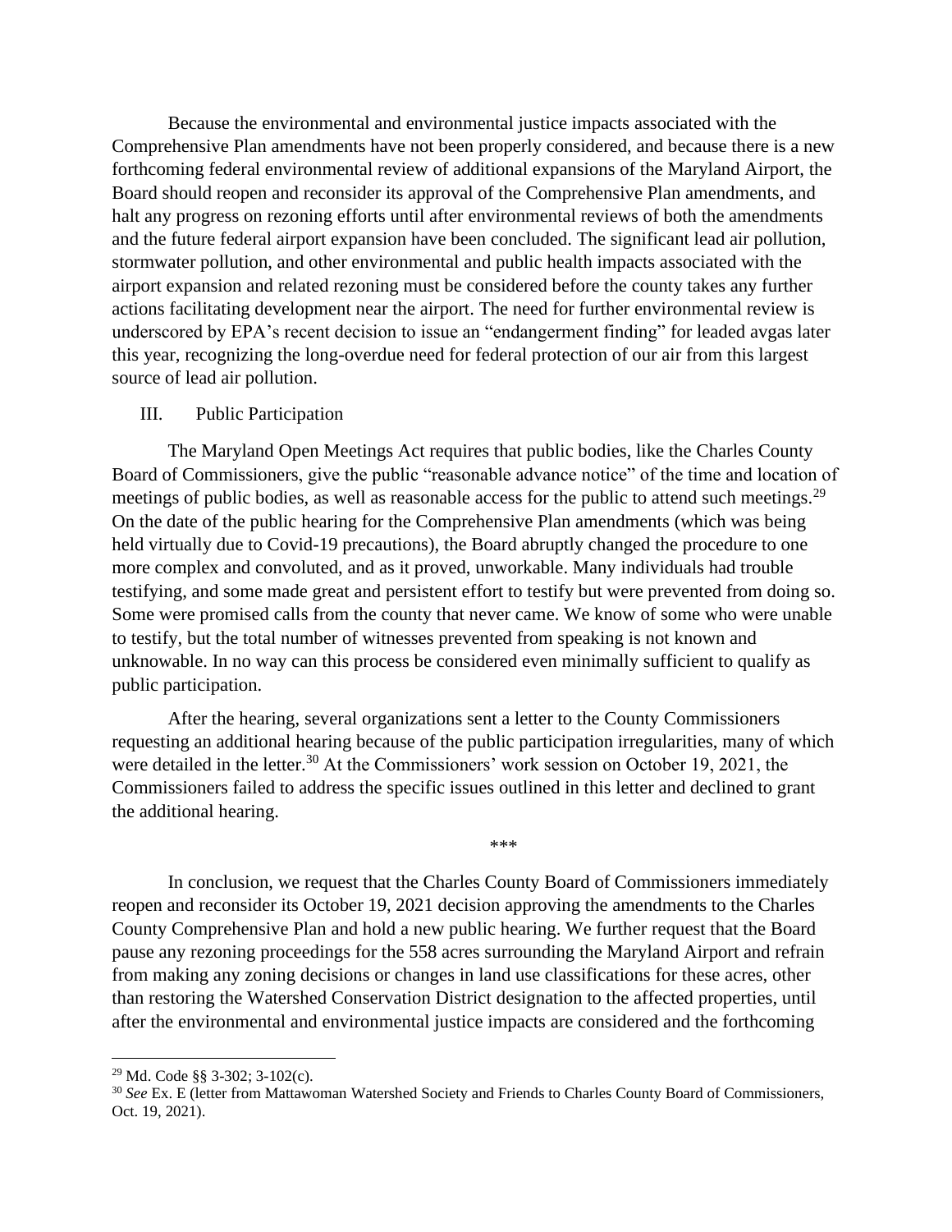Because the environmental and environmental justice impacts associated with the Comprehensive Plan amendments have not been properly considered, and because there is a new forthcoming federal environmental review of additional expansions of the Maryland Airport, the Board should reopen and reconsider its approval of the Comprehensive Plan amendments, and halt any progress on rezoning efforts until after environmental reviews of both the amendments and the future federal airport expansion have been concluded. The significant lead air pollution, stormwater pollution, and other environmental and public health impacts associated with the airport expansion and related rezoning must be considered before the county takes any further actions facilitating development near the airport. The need for further environmental review is underscored by EPA's recent decision to issue an "endangerment finding" for leaded avgas later this year, recognizing the long-overdue need for federal protection of our air from this largest source of lead air pollution.

## III. Public Participation

The Maryland Open Meetings Act requires that public bodies, like the Charles County Board of Commissioners, give the public "reasonable advance notice" of the time and location of meetings of public bodies, as well as reasonable access for the public to attend such meetings.[29] On the date of the public hearing for the Comprehensive Plan amendments (which was being held virtually due to Covid-19 precautions), the Board abruptly changed the procedure to one more complex and convoluted, and as it proved, unworkable. Many individuals had trouble testifying, and some made great and persistent effort to testify but were prevented from doing so. Some were promised calls from the county that never came. We know of some who were unable to testify, but the total number of witnesses prevented from speaking is not known and unknowable. In no way can this process be considered even minimally sufficient to qualify as public participation.

After the hearing, several organizations sent a letter to the County Commissioners requesting an additional hearing because of the public participation irregularities, many of which were detailed in the letter.[30] At the Commissioners' work session on October 19, 2021, the Commissioners failed to address the specific issues outlined in this letter and declined to grant the additional hearing.

\*\*\*

In conclusion, we request that the Charles County Board of Commissioners immediately reopen and reconsider its October 19, 2021 decision approving the amendments to the Charles County Comprehensive Plan and hold a new public hearing. We further request that the Board pause any rezoning proceedings for the 558 acres surrounding the Maryland Airport and refrain from making any zoning decisions or changes in land use classifications for these acres, other than restoring the Watershed Conservation District designation to the affected properties, until after the environmental and environmental justice impacts are considered and the forthcoming

---

[29] Md. Code §§ 3-302; 3-102(c).

[30] *See* Ex. E (letter from Mattawoman Watershed Society and Friends to Charles County Board of Commissioners, Oct. 19, 2021).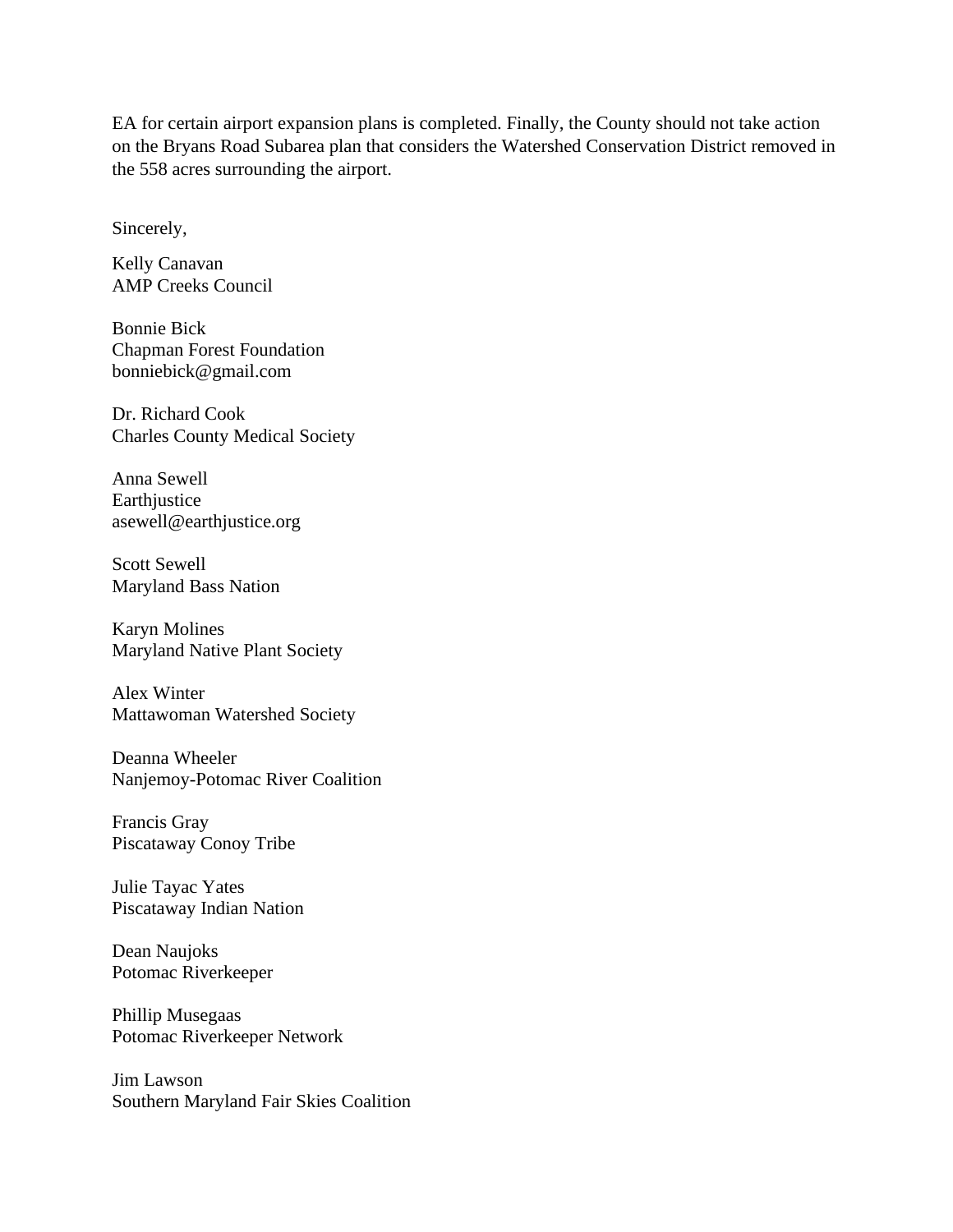EA for certain airport expansion plans is completed. Finally, the County should not take action on the Bryans Road Subarea plan that considers the Watershed Conservation District removed in the 558 acres surrounding the airport.

Sincerely,

Kelly Canavan
AMP Creeks Council

Bonnie Bick
Chapman Forest Foundation
bonniebick@gmail.com

Dr. Richard Cook
Charles County Medical Society

Anna Sewell
Earthjustice
asewell@earthjustice.org

Scott Sewell
Maryland Bass Nation

Karyn Molines
Maryland Native Plant Society

Alex Winter
Mattawoman Watershed Society

Deanna Wheeler
Nanjemoy-Potomac River Coalition

Francis Gray
Piscataway Conoy Tribe

Julie Tayac Yates
Piscataway Indian Nation

Dean Naujoks
Potomac Riverkeeper

Phillip Musegaas
Potomac Riverkeeper Network

Jim Lawson
Southern Maryland Fair Skies Coalition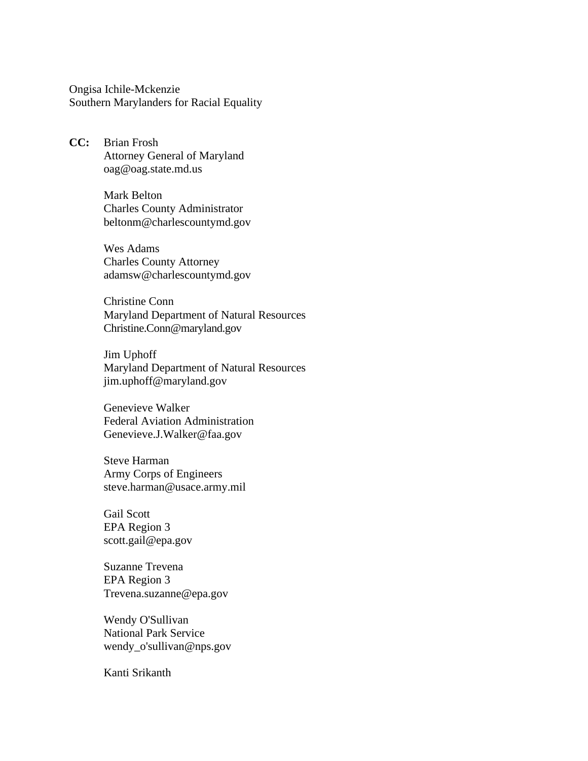Ongisa Ichile-Mckenzie
Southern Marylanders for Racial Equality

**CC:** Brian Frosh
Attorney General of Maryland
oag@oag.state.md.us

Mark Belton
Charles County Administrator
beltonm@charlescountymd.gov

Wes Adams
Charles County Attorney
adamsw@charlescountymd.gov

Christine Conn
Maryland Department of Natural Resources
Christine.Conn@maryland.gov

Jim Uphoff
Maryland Department of Natural Resources
jim.uphoff@maryland.gov

Genevieve Walker
Federal Aviation Administration
Genevieve.J.Walker@faa.gov

Steve Harman
Army Corps of Engineers
steve.harman@usace.army.mil

Gail Scott
EPA Region 3
scott.gail@epa.gov

Suzanne Trevena
EPA Region 3
Trevena.suzanne@epa.gov

Wendy O'Sullivan
National Park Service
wendy_o'sullivan@nps.gov

Kanti Srikanth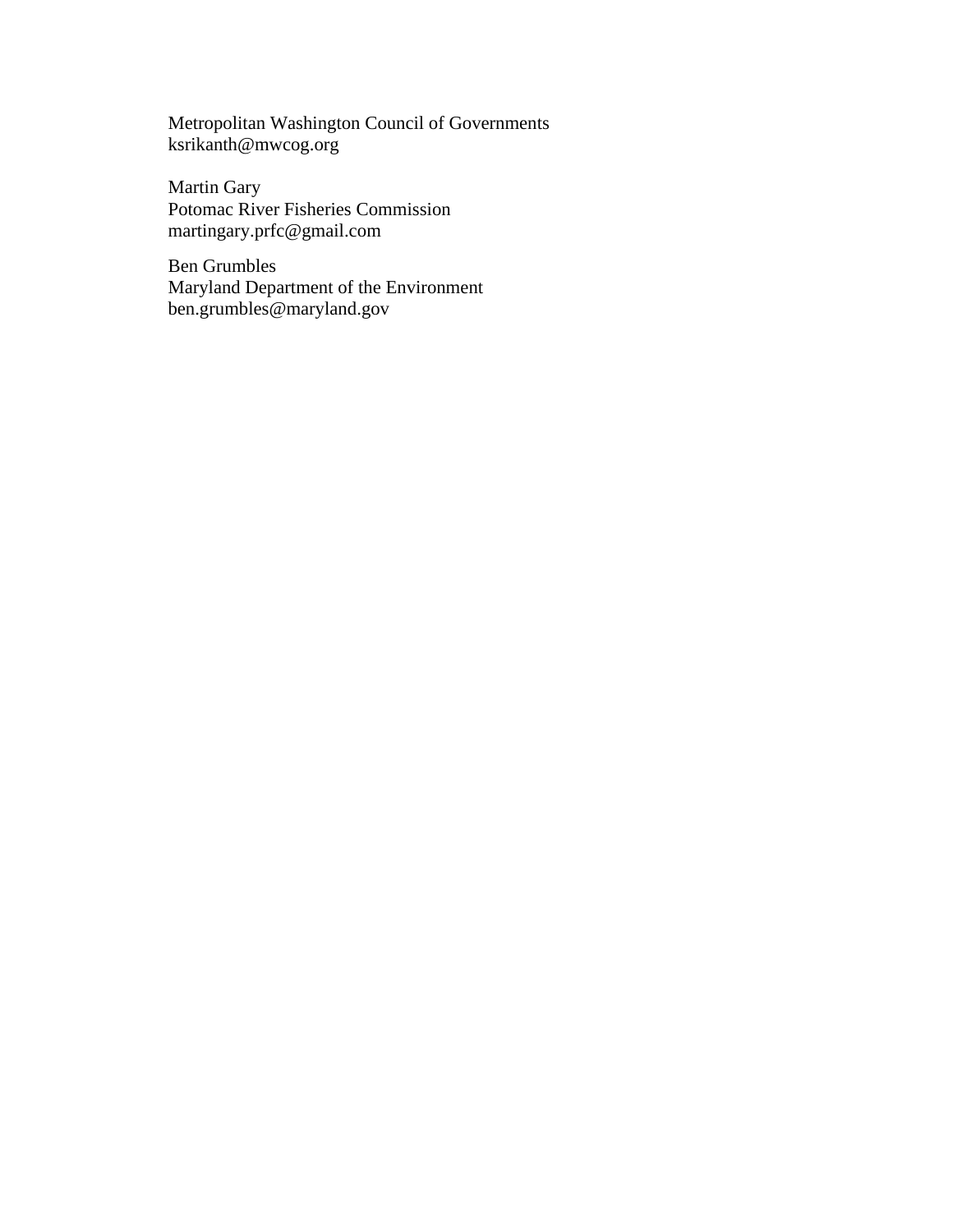Metropolitan Washington Council of Governments
ksrikanth@mwcog.org

Martin Gary
Potomac River Fisheries Commission
martingary.prfc@gmail.com

Ben Grumbles
Maryland Department of the Environment
ben.grumbles@maryland.gov